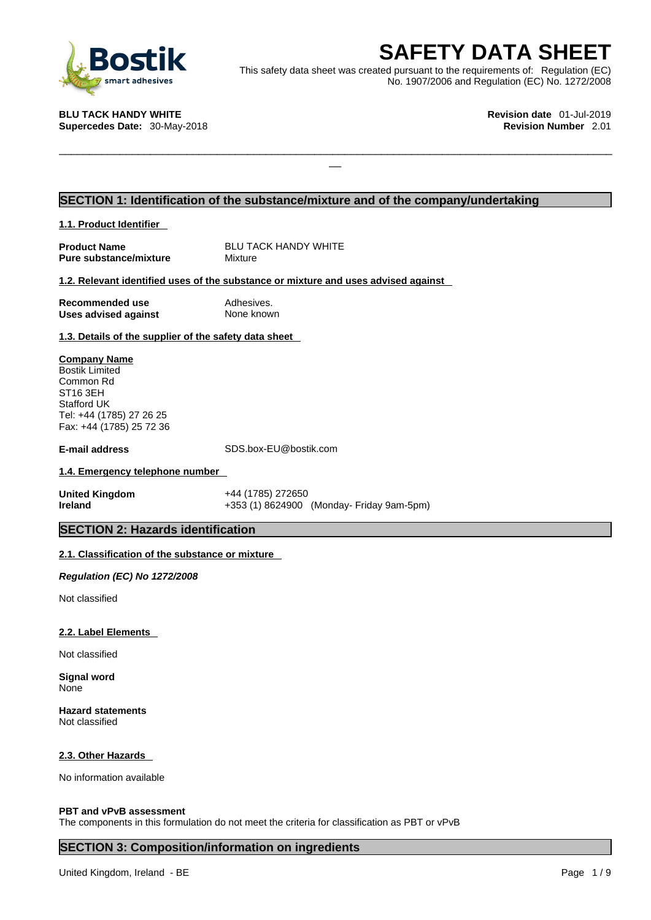# SAFETY DATA SHEET

This safety data sheet was created pursuant to the requirements of: Regulation (EC) No. 1907/2006 and Regulation (EC) No. 1272/2008

**BLU TACK HANDY WHITE**
**Supercedes Date:** 30-May-2018

**Revision date** 01-Jul-2019
**Revision Number** 2.01

## SECTION 1: Identification of the substance/mixture and of the company/undertaking

### 1.1. Product Identifier

| | |
|---|---|
| **Product Name** | BLU TACK HANDY WHITE |
| **Pure substance/mixture** | Mixture |

### 1.2. Relevant identified uses of the substance or mixture and uses advised against

| | |
|---|---|
| **Recommended use** | Adhesives. |
| **Uses advised against** | None known |

### 1.3. Details of the supplier of the safety data sheet

**Company Name**
Bostik Limited
Common Rd
ST16 3EH
Stafford UK
Tel: +44 (1785) 27 26 25
Fax: +44 (1785) 25 72 36

**E-mail address** SDS.box-EU@bostik.com

### 1.4. Emergency telephone number

| | |
|---|---|
| **United Kingdom** | +44 (1785) 272650 |
| **Ireland** | +353 (1) 8624900 (Monday- Friday 9am-5pm) |

## SECTION 2: Hazards identification

### 2.1. Classification of the substance or mixture

***Regulation (EC) No 1272/2008***

Not classified

### 2.2. Label Elements

Not classified

**Signal word**
None

**Hazard statements**
Not classified

### 2.3. Other Hazards

No information available

**PBT and vPvB assessment**
The components in this formulation do not meet the criteria for classification as PBT or vPvB

## SECTION 3: Composition/information on ingredients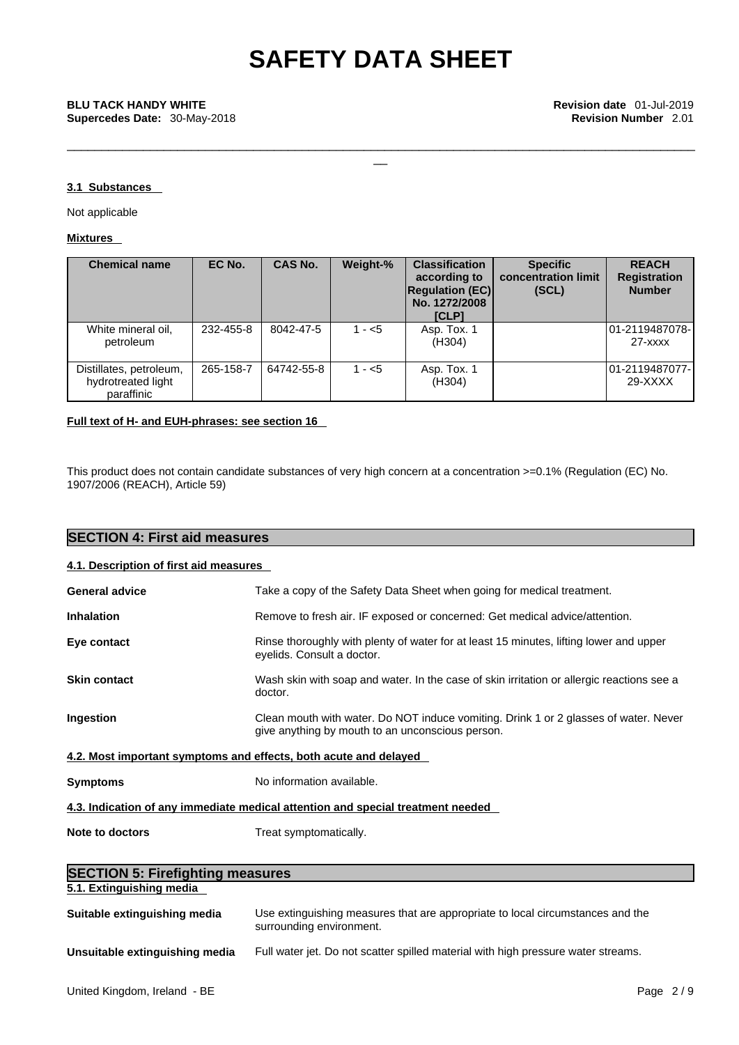### 3.1 Substances

Not applicable

**Mixtures**

| Chemical name | EC No. | CAS No. | Weight-% | Classification according to Regulation (EC) No. 1272/2008 [CLP] | Specific concentration limit (SCL) | REACH Registration Number |
|---|---|---|---|---|---|---|
| White mineral oil, petroleum | 232-455-8 | 8042-47-5 | 1 - <5 | Asp. Tox. 1 (H304) | | 01-2119487078-27-xxxx |
| Distillates, petroleum, hydrotreated light paraffinic | 265-158-7 | 64742-55-8 | 1 - <5 | Asp. Tox. 1 (H304) | | 01-2119487077-29-XXXX |

**Full text of H- and EUH-phrases: see section 16**

This product does not contain candidate substances of very high concern at a concentration >=0.1% (Regulation (EC) No. 1907/2006 (REACH), Article 59)

## SECTION 4: First aid measures

### 4.1. Description of first aid measures

**General advice** — Take a copy of the Safety Data Sheet when going for medical treatment.

**Inhalation** — Remove to fresh air. IF exposed or concerned: Get medical advice/attention.

**Eye contact** — Rinse thoroughly with plenty of water for at least 15 minutes, lifting lower and upper eyelids. Consult a doctor.

**Skin contact** — Wash skin with soap and water. In the case of skin irritation or allergic reactions see a doctor.

**Ingestion** — Clean mouth with water. Do NOT induce vomiting. Drink 1 or 2 glasses of water. Never give anything by mouth to an unconscious person.

### 4.2. Most important symptoms and effects, both acute and delayed

**Symptoms** — No information available.

### 4.3. Indication of any immediate medical attention and special treatment needed

**Note to doctors** — Treat symptomatically.

## SECTION 5: Firefighting measures

### 5.1. Extinguishing media

**Suitable extinguishing media** — Use extinguishing measures that are appropriate to local circumstances and the surrounding environment.

**Unsuitable extinguishing media** — Full water jet. Do not scatter spilled material with high pressure water streams.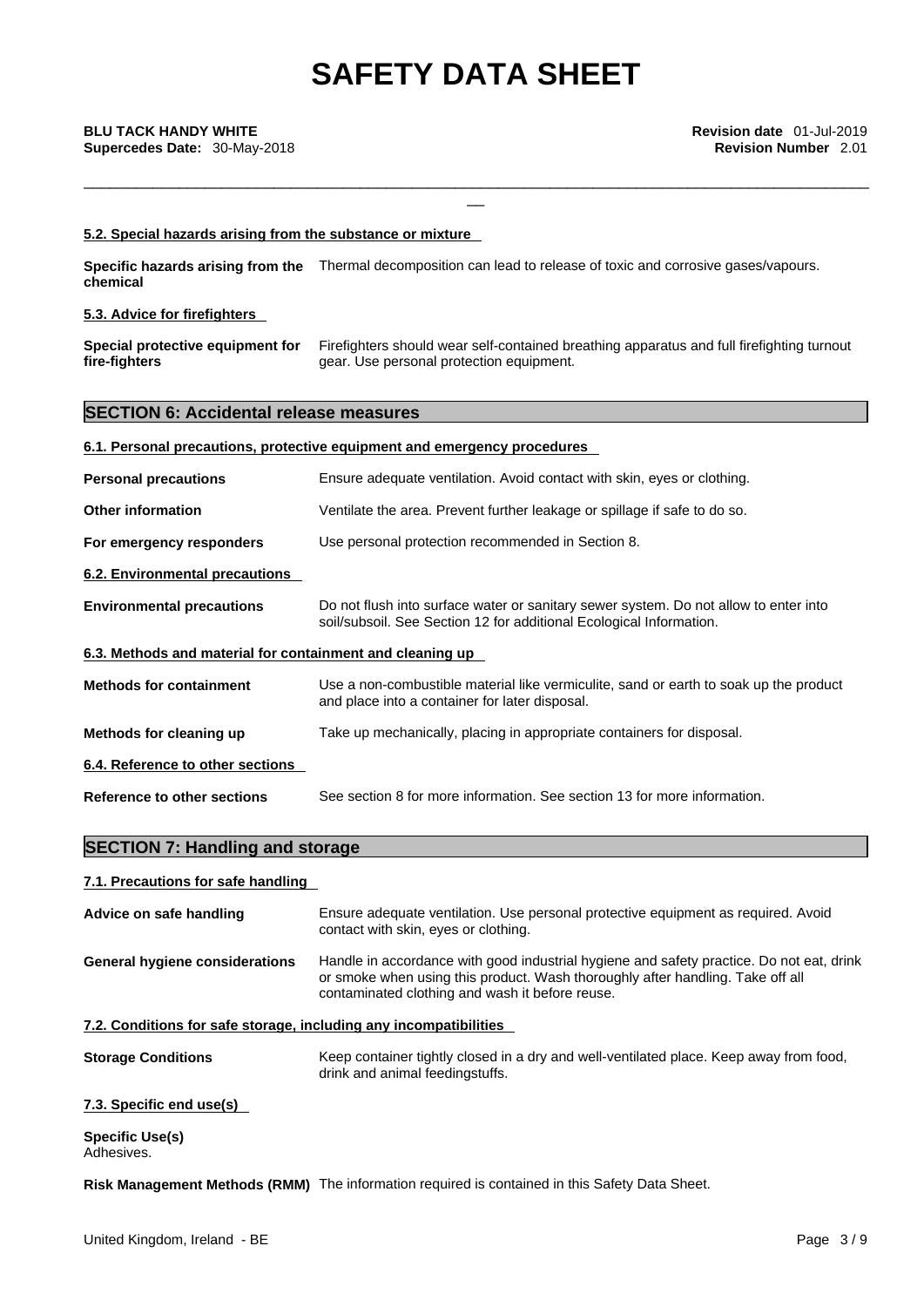#### 5.2. Special hazards arising from the substance or mixture

**Specific hazards arising from the chemical** — Thermal decomposition can lead to release of toxic and corrosive gases/vapours.

#### 5.3. Advice for firefighters

**Special protective equipment for fire-fighters** — Firefighters should wear self-contained breathing apparatus and full firefighting turnout gear. Use personal protection equipment.

## SECTION 6: Accidental release measures

#### 6.1. Personal precautions, protective equipment and emergency procedures

**Personal precautions** — Ensure adequate ventilation. Avoid contact with skin, eyes or clothing.

**Other information** — Ventilate the area. Prevent further leakage or spillage if safe to do so.

**For emergency responders** — Use personal protection recommended in Section 8.

#### 6.2. Environmental precautions

**Environmental precautions** — Do not flush into surface water or sanitary sewer system. Do not allow to enter into soil/subsoil. See Section 12 for additional Ecological Information.

#### 6.3. Methods and material for containment and cleaning up

**Methods for containment** — Use a non-combustible material like vermiculite, sand or earth to soak up the product and place into a container for later disposal.

**Methods for cleaning up** — Take up mechanically, placing in appropriate containers for disposal.

#### 6.4. Reference to other sections

**Reference to other sections** — See section 8 for more information. See section 13 for more information.

## SECTION 7: Handling and storage

#### 7.1. Precautions for safe handling

**Advice on safe handling** — Ensure adequate ventilation. Use personal protective equipment as required. Avoid contact with skin, eyes or clothing.

**General hygiene considerations** — Handle in accordance with good industrial hygiene and safety practice. Do not eat, drink or smoke when using this product. Wash thoroughly after handling. Take off all contaminated clothing and wash it before reuse.

#### 7.2. Conditions for safe storage, including any incompatibilities

**Storage Conditions** — Keep container tightly closed in a dry and well-ventilated place. Keep away from food, drink and animal feedingstuffs.

#### 7.3. Specific end use(s)

**Specific Use(s)**
Adhesives.

**Risk Management Methods (RMM)** — The information required is contained in this Safety Data Sheet.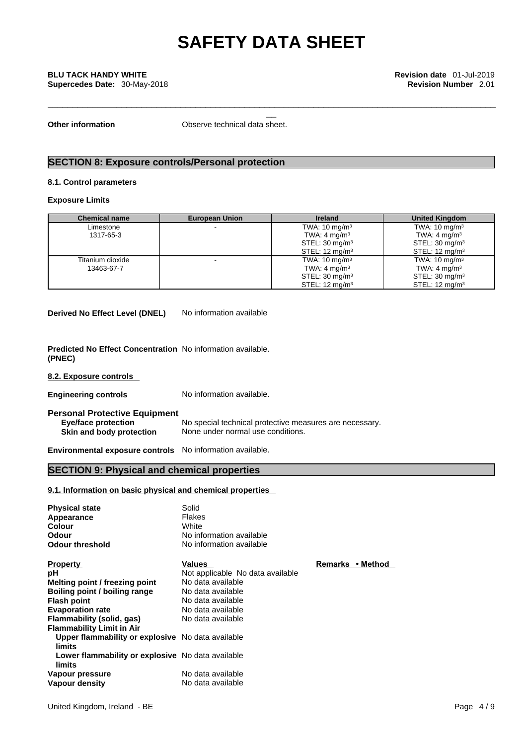# SAFETY DATA SHEET

**BLU TACK HANDY WHITE** **Revision date** 01-Jul-2019
**Supercedes Date:** 30-May-2018 **Revision Number** 2.01

**Other information** Observe technical data sheet.

## SECTION 8: Exposure controls/Personal protection

### 8.1. Control parameters

**Exposure Limits**

| Chemical name | European Union | Ireland | United Kingdom |
|---|---|---|---|
| Limestone<br>1317-65-3 | - | TWA: 10 mg/m³<br>TWA: 4 mg/m³<br>STEL: 30 mg/m³<br>STEL: 12 mg/m³ | TWA: 10 mg/m³<br>TWA: 4 mg/m³<br>STEL: 30 mg/m³<br>STEL: 12 mg/m³ |
| Titanium dioxide<br>13463-67-7 | - | TWA: 10 mg/m³<br>TWA: 4 mg/m³<br>STEL: 30 mg/m³<br>STEL: 12 mg/m³ | TWA: 10 mg/m³<br>TWA: 4 mg/m³<br>STEL: 30 mg/m³<br>STEL: 12 mg/m³ |

**Derived No Effect Level (DNEL)** No information available

**Predicted No Effect Concentration (PNEC)** No information available.

### 8.2. Exposure controls

**Engineering controls** No information available.

**Personal Protective Equipment**

**Eye/face protection** No special technical protective measures are necessary.
**Skin and body protection** None under normal use conditions.

**Environmental exposure controls** No information available.

## SECTION 9: Physical and chemical properties

### 9.1. Information on basic physical and chemical properties

**Physical state** Solid
**Appearance** Flakes
**Colour** White
**Odour** No information available
**Odour threshold** No information available

| Property | Values | Remarks • Method |
|---|---|---|
| **pH** | Not applicable No data available | |
| **Melting point / freezing point** | No data available | |
| **Boiling point / boiling range** | No data available | |
| **Flash point** | No data available | |
| **Evaporation rate** | No data available | |
| **Flammability (solid, gas)** | No data available | |
| **Flammability Limit in Air** | | |
| **Upper flammability or explosive limits** | No data available | |
| **Lower flammability or explosive limits** | No data available | |
| **Vapour pressure** | No data available | |
| **Vapour density** | No data available | |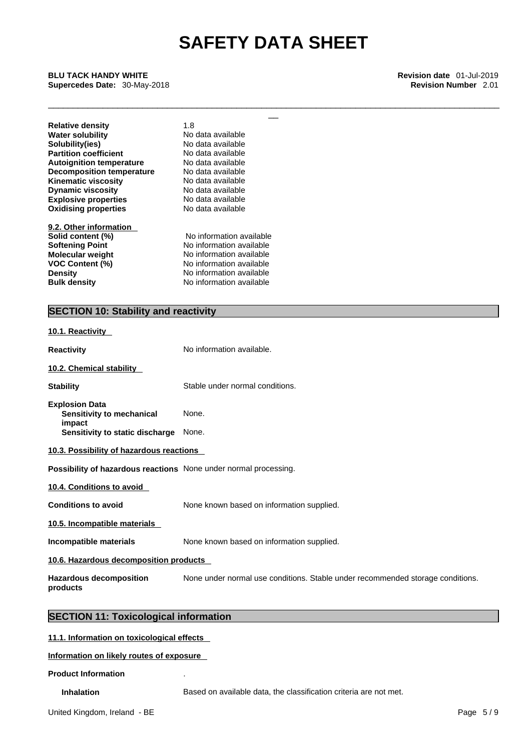| | |
|---|---|
| **Relative density** | 1.8 |
| **Water solubility** | No data available |
| **Solubility(ies)** | No data available |
| **Partition coefficient** | No data available |
| **Autoignition temperature** | No data available |
| **Decomposition temperature** | No data available |
| **Kinematic viscosity** | No data available |
| **Dynamic viscosity** | No data available |
| **Explosive properties** | No data available |
| **Oxidising properties** | No data available |

**9.2. Other information**

| | |
|---|---|
| **Solid content (%)** | No information available |
| **Softening Point** | No information available |
| **Molecular weight** | No information available |
| **VOC Content (%)** | No information available |
| **Density** | No information available |
| **Bulk density** | No information available |

## SECTION 10: Stability and reactivity

**10.1. Reactivity**

**Reactivity** No information available.

**10.2. Chemical stability**

**Stability** Stable under normal conditions.

**Explosion Data**

**Sensitivity to mechanical impact** None.

**Sensitivity to static discharge** None.

**10.3. Possibility of hazardous reactions**

**Possibility of hazardous reactions** None under normal processing.

**10.4. Conditions to avoid**

**Conditions to avoid** None known based on information supplied.

**10.5. Incompatible materials**

**Incompatible materials** None known based on information supplied.

**10.6. Hazardous decomposition products**

**Hazardous decomposition products** None under normal use conditions. Stable under recommended storage conditions.

## SECTION 11: Toxicological information

**11.1. Information on toxicological effects**

**Information on likely routes of exposure**

**Product Information** .

**Inhalation** Based on available data, the classification criteria are not met.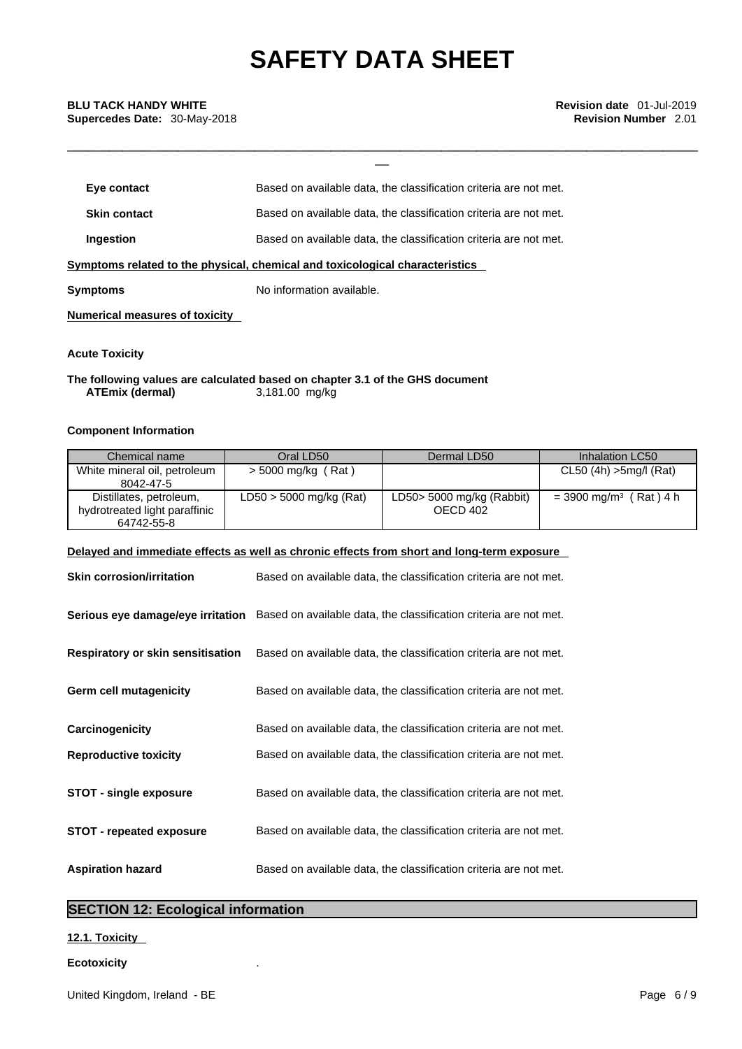| | |
|---|---|
| **Eye contact** | Based on available data, the classification criteria are not met. |
| **Skin contact** | Based on available data, the classification criteria are not met. |
| **Ingestion** | Based on available data, the classification criteria are not met. |

**Symptoms related to the physical, chemical and toxicological characteristics**

**Symptoms** No information available.

**Numerical measures of toxicity**

**Acute Toxicity**

**The following values are calculated based on chapter 3.1 of the GHS document**
**ATEmix (dermal)** 3,181.00 mg/kg

**Component Information**

| Chemical name | Oral LD50 | Dermal LD50 | Inhalation LC50 |
|---|---|---|---|
| White mineral oil, petroleum 8042-47-5 | > 5000 mg/kg ( Rat ) | | CL50 (4h) >5mg/l (Rat) |
| Distillates, petroleum, hydrotreated light paraffinic 64742-55-8 | LD50 > 5000 mg/kg (Rat) | LD50> 5000 mg/kg (Rabbit) OECD 402 | = 3900 mg/m³ ( Rat ) 4 h |

**Delayed and immediate effects as well as chronic effects from short and long-term exposure**

| | |
|---|---|
| **Skin corrosion/irritation** | Based on available data, the classification criteria are not met. |
| **Serious eye damage/eye irritation** | Based on available data, the classification criteria are not met. |
| **Respiratory or skin sensitisation** | Based on available data, the classification criteria are not met. |
| **Germ cell mutagenicity** | Based on available data, the classification criteria are not met. |
| **Carcinogenicity** | Based on available data, the classification criteria are not met. |
| **Reproductive toxicity** | Based on available data, the classification criteria are not met. |
| **STOT - single exposure** | Based on available data, the classification criteria are not met. |
| **STOT - repeated exposure** | Based on available data, the classification criteria are not met. |
| **Aspiration hazard** | Based on available data, the classification criteria are not met. |

## SECTION 12: Ecological information

**12.1. Toxicity**

**Ecotoxicity** .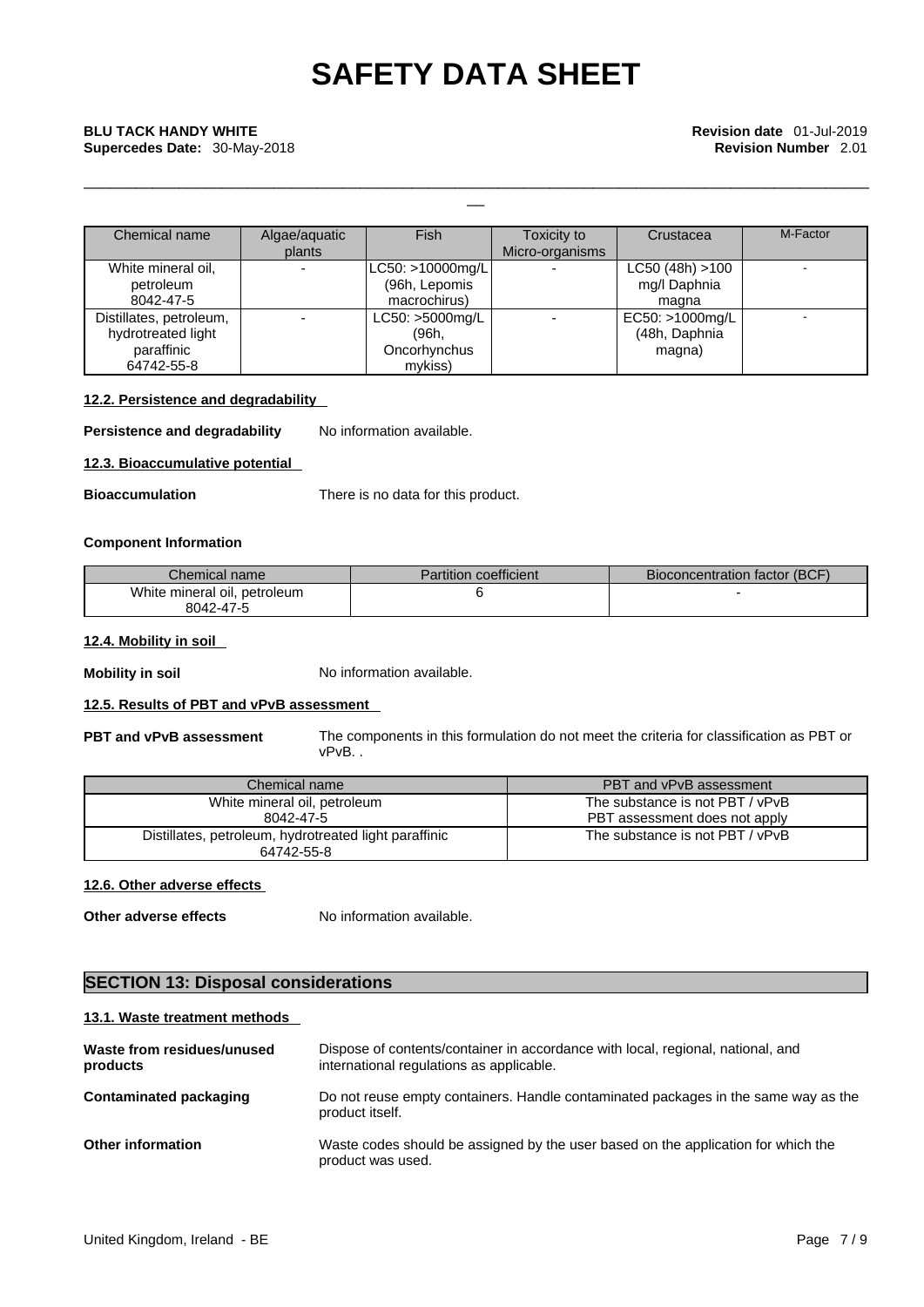| Chemical name | Algae/aquatic plants | Fish | Toxicity to Micro-organisms | Crustacea | M-Factor |
|---|---|---|---|---|---|
| White mineral oil, petroleum 8042-47-5 | - | LC50: >10000mg/L (96h, Lepomis macrochirus) | - | LC50 (48h) >100 mg/l Daphnia magna | - |
| Distillates, petroleum, hydrotreated light paraffinic 64742-55-8 | - | LC50: >5000mg/L (96h, Oncorhynchus mykiss) | - | EC50: >1000mg/L (48h, Daphnia magna) | - |

#### 12.2. Persistence and degradability

**Persistence and degradability** No information available.

#### 12.3. Bioaccumulative potential

**Bioaccumulation** There is no data for this product.

**Component Information**

| Chemical name | Partition coefficient | Bioconcentration factor (BCF) |
|---|---|---|
| White mineral oil, petroleum 8042-47-5 | 6 | - |

#### 12.4. Mobility in soil

**Mobility in soil** No information available.

#### 12.5. Results of PBT and vPvB assessment

**PBT and vPvB assessment** The components in this formulation do not meet the criteria for classification as PBT or vPvB. .

| Chemical name | PBT and vPvB assessment |
|---|---|
| White mineral oil, petroleum 8042-47-5 | The substance is not PBT / vPvB PBT assessment does not apply |
| Distillates, petroleum, hydrotreated light paraffinic 64742-55-8 | The substance is not PBT / vPvB |

#### 12.6. Other adverse effects

**Other adverse effects** No information available.

## SECTION 13: Disposal considerations

#### 13.1. Waste treatment methods

**Waste from residues/unused products** Dispose of contents/container in accordance with local, regional, national, and international regulations as applicable.

**Contaminated packaging** Do not reuse empty containers. Handle contaminated packages in the same way as the product itself.

**Other information** Waste codes should be assigned by the user based on the application for which the product was used.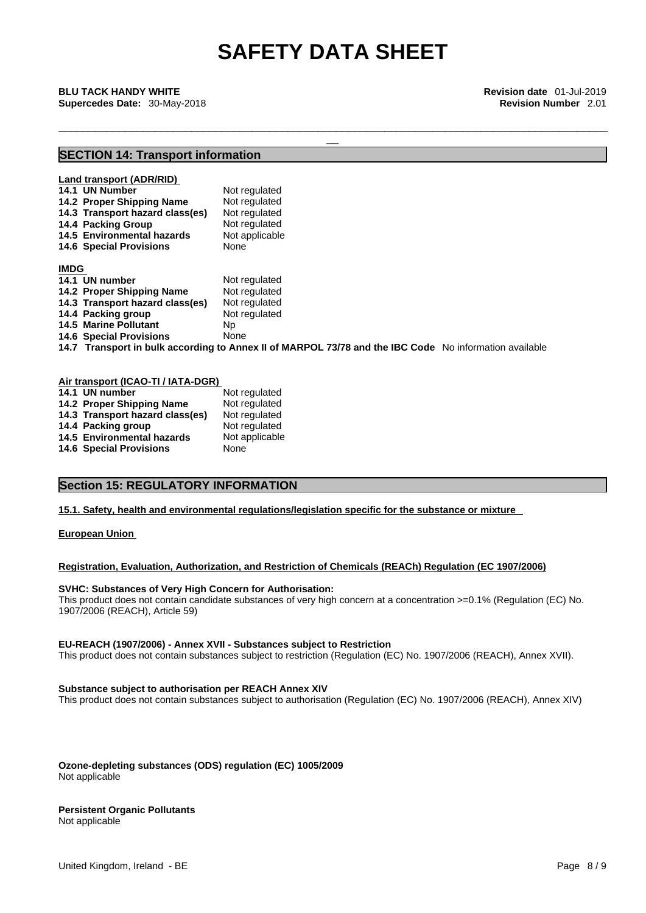## SECTION 14: Transport information

**Land transport (ADR/RID)**

| | |
|---|---|
| **14.1 UN Number** | Not regulated |
| **14.2 Proper Shipping Name** | Not regulated |
| **14.3 Transport hazard class(es)** | Not regulated |
| **14.4 Packing Group** | Not regulated |
| **14.5 Environmental hazards** | Not applicable |
| **14.6 Special Provisions** | None |

**IMDG**

| | |
|---|---|
| **14.1 UN number** | Not regulated |
| **14.2 Proper Shipping Name** | Not regulated |
| **14.3 Transport hazard class(es)** | Not regulated |
| **14.4 Packing group** | Not regulated |
| **14.5 Marine Pollutant** | Np |
| **14.6 Special Provisions** | None |

**14.7 Transport in bulk according to Annex II of MARPOL 73/78 and the IBC Code** No information available

**Air transport (ICAO-TI / IATA-DGR)**

| | |
|---|---|
| **14.1 UN number** | Not regulated |
| **14.2 Proper Shipping Name** | Not regulated |
| **14.3 Transport hazard class(es)** | Not regulated |
| **14.4 Packing group** | Not regulated |
| **14.5 Environmental hazards** | Not applicable |
| **14.6 Special Provisions** | None |

## Section 15: REGULATORY INFORMATION

**15.1. Safety, health and environmental regulations/legislation specific for the substance or mixture**

**European Union**

**Registration, Evaluation, Authorization, and Restriction of Chemicals (REACh) Regulation (EC 1907/2006)**

**SVHC: Substances of Very High Concern for Authorisation:**
This product does not contain candidate substances of very high concern at a concentration >=0.1% (Regulation (EC) No. 1907/2006 (REACH), Article 59)

**EU-REACH (1907/2006) - Annex XVII - Substances subject to Restriction**
This product does not contain substances subject to restriction (Regulation (EC) No. 1907/2006 (REACH), Annex XVII).

**Substance subject to authorisation per REACH Annex XIV**
This product does not contain substances subject to authorisation (Regulation (EC) No. 1907/2006 (REACH), Annex XIV)

**Ozone-depleting substances (ODS) regulation (EC) 1005/2009**
Not applicable

**Persistent Organic Pollutants**
Not applicable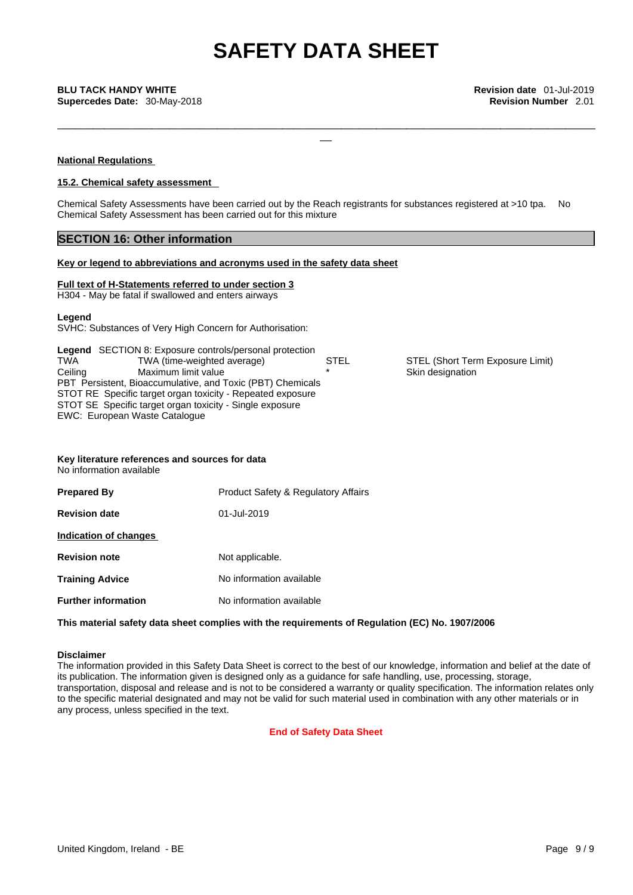**BLU TACK HANDY WHITE**
**Supercedes Date:** 30-May-2018

**Revision date** 01-Jul-2019
**Revision Number** 2.01

**National Regulations**

**15.2. Chemical safety assessment**

Chemical Safety Assessments have been carried out by the Reach registrants for substances registered at >10 tpa. No Chemical Safety Assessment has been carried out for this mixture

## SECTION 16: Other information

**Key or legend to abbreviations and acronyms used in the safety data sheet**

**Full text of H-Statements referred to under section 3**
H304 - May be fatal if swallowed and enters airways

**Legend**
SVHC: Substances of Very High Concern for Authorisation:

**Legend** SECTION 8: Exposure controls/personal protection

| | | | |
|---|---|---|---|
| TWA | TWA (time-weighted average) | STEL | STEL (Short Term Exposure Limit) |
| Ceiling | Maximum limit value | * | Skin designation |

PBT Persistent, Bioaccumulative, and Toxic (PBT) Chemicals
STOT RE Specific target organ toxicity - Repeated exposure
STOT SE Specific target organ toxicity - Single exposure
EWC: European Waste Catalogue

**Key literature references and sources for data**
No information available

**Prepared By** Product Safety & Regulatory Affairs

**Revision date** 01-Jul-2019

**Indication of changes**

**Revision note** Not applicable.

**Training Advice** No information available

**Further information** No information available

**This material safety data sheet complies with the requirements of Regulation (EC) No. 1907/2006**

**Disclaimer**
The information provided in this Safety Data Sheet is correct to the best of our knowledge, information and belief at the date of its publication. The information given is designed only as a guidance for safe handling, use, processing, storage, transportation, disposal and release and is not to be considered a warranty or quality specification. The information relates only to the specific material designated and may not be valid for such material used in combination with any other materials or in any process, unless specified in the text.

**End of Safety Data Sheet**

United Kingdom, Ireland - BE